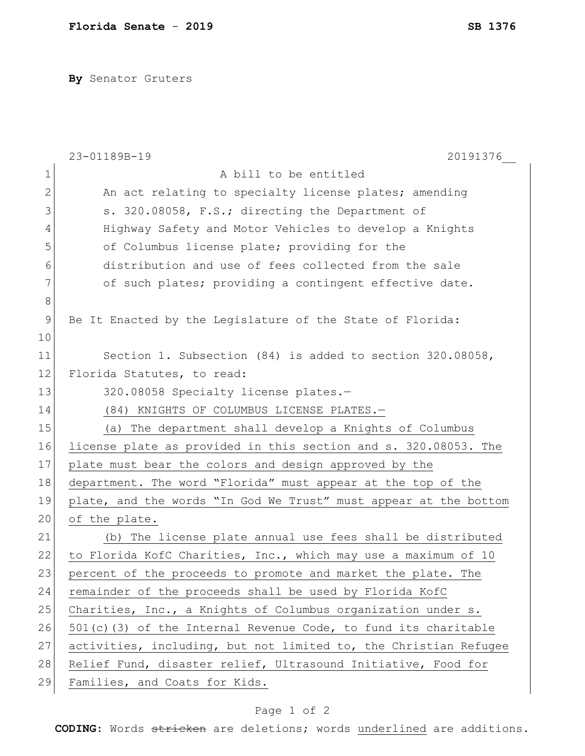**By** Senator Gruters

23-01189B-19 20191376__

A bill to be entitled

An act relating to specialty license plates; amending s. 320.08058, F.S.; directing the Department of Highway Safety and Motor Vehicles to develop a Knights of Columbus license plate; providing for the distribution and use of fees collected from the sale of such plates; providing a contingent effective date.

Be It Enacted by the Legislature of the State of Florida:

Section 1. Subsection (84) is added to section 320.08058, Florida Statutes, to read:

320.08058 Specialty license plates.—

<u>(84) KNIGHTS OF COLUMBUS LICENSE PLATES.—</u>

<u>(a) The department shall develop a Knights of Columbus license plate as provided in this section and s. 320.08053. The plate must bear the colors and design approved by the department. The word "Florida" must appear at the top of the plate, and the words "In God We Trust" must appear at the bottom of the plate.</u>

<u>(b) The license plate annual use fees shall be distributed to Florida KofC Charities, Inc., which may use a maximum of 10 percent of the proceeds to promote and market the plate. The remainder of the proceeds shall be used by Florida KofC Charities, Inc., a Knights of Columbus organization under s. 501(c)(3) of the Internal Revenue Code, to fund its charitable activities, including, but not limited to, the Christian Refugee Relief Fund, disaster relief, Ultrasound Initiative, Food for Families, and Coats for Kids.</u>

**CODING:** Words ~~stricken~~ are deletions; words <u>underlined</u> are additions.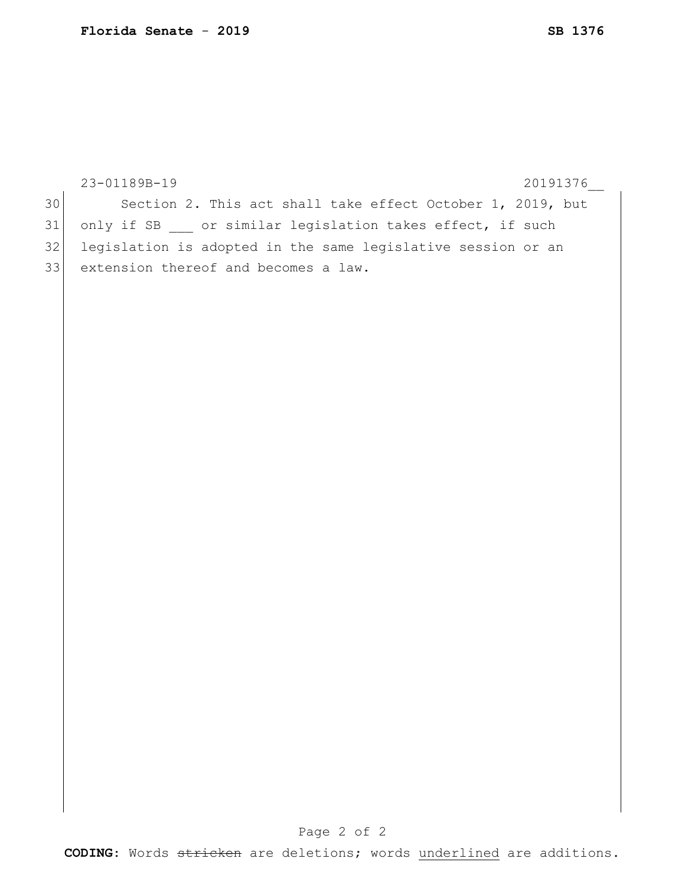23-01189B-19 20191376__

30 Section 2. This act shall take effect October 1, 2019, but
31 only if SB ___ or similar legislation takes effect, if such
32 legislation is adopted in the same legislative session or an
33 extension thereof and becomes a law.

**CODING:** Words ~~stricken~~ are deletions; words <u>underlined</u> are additions.